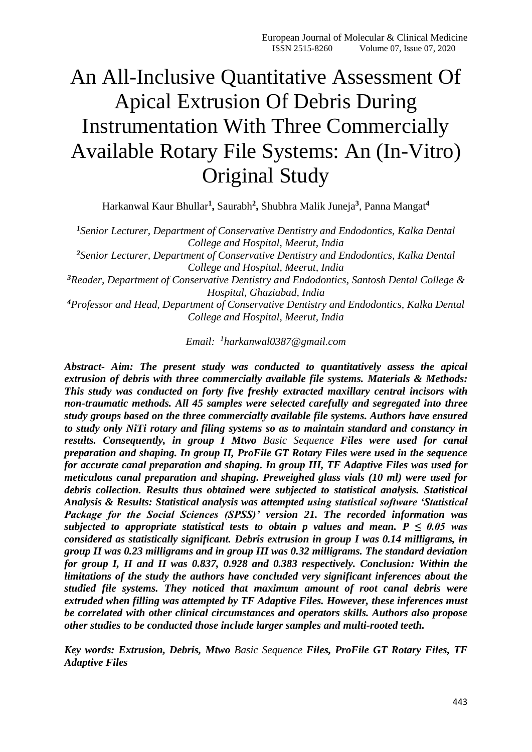# An All-Inclusive Quantitative Assessment Of Apical Extrusion Of Debris During Instrumentation With Three Commercially Available Rotary File Systems: An (In-Vitro) Original Study

Harkanwal Kaur Bhullar[1], Saurabh[2], Shubhra Malik Juneja[3], Panna Mangat[4]

*[1]Senior Lecturer, Department of Conservative Dentistry and Endodontics, Kalka Dental College and Hospital, Meerut, India*
*[2]Senior Lecturer, Department of Conservative Dentistry and Endodontics, Kalka Dental College and Hospital, Meerut, India*
*[3]Reader, Department of Conservative Dentistry and Endodontics, Santosh Dental College & Hospital, Ghaziabad, India*
*[4]Professor and Head, Department of Conservative Dentistry and Endodontics, Kalka Dental College and Hospital, Meerut, India*

*Email: [1]harkanwal0387@gmail.com*

***Abstract- Aim: The present study was conducted to quantitatively assess the apical extrusion of debris with three commercially available file systems. Materials & Methods: This study was conducted on forty five freshly extracted maxillary central incisors with non-traumatic methods. All 45 samples were selected carefully and segregated into three study groups based on the three commercially available file systems. Authors have ensured to study only NiTi rotary and filing systems so as to maintain standard and constancy in results. Consequently, in group I Mtwo** Basic Sequence **Files were used for canal preparation and shaping. In group II, ProFile GT Rotary Files were used in the sequence for accurate canal preparation and shaping. In group III, TF Adaptive Files was used for meticulous canal preparation and shaping. Preweighed glass vials (10 ml) were used for debris collection. Results thus obtained were subjected to statistical analysis. Statistical Analysis & Results: Statistical analysis was attempted using statistical software 'Statistical Package for the Social Sciences (SPSS)' version 21. The recorded information was subjected to appropriate statistical tests to obtain p values and mean. $P \leq 0.05$ was considered as statistically significant. Debris extrusion in group I was 0.14 milligrams, in group II was 0.23 milligrams and in group III was 0.32 milligrams. The standard deviation for group I, II and II was 0.837, 0.928 and 0.383 respectively. Conclusion: Within the limitations of the study the authors have concluded very significant inferences about the studied file systems. They noticed that maximum amount of root canal debris were extruded when filling was attempted by TF Adaptive Files. However, these inferences must be correlated with other clinical circumstances and operators skills. Authors also propose other studies to be conducted those include larger samples and multi-rooted teeth.***

***Key words: Extrusion, Debris, Mtwo** Basic Sequence **Files, ProFile GT Rotary Files, TF Adaptive Files***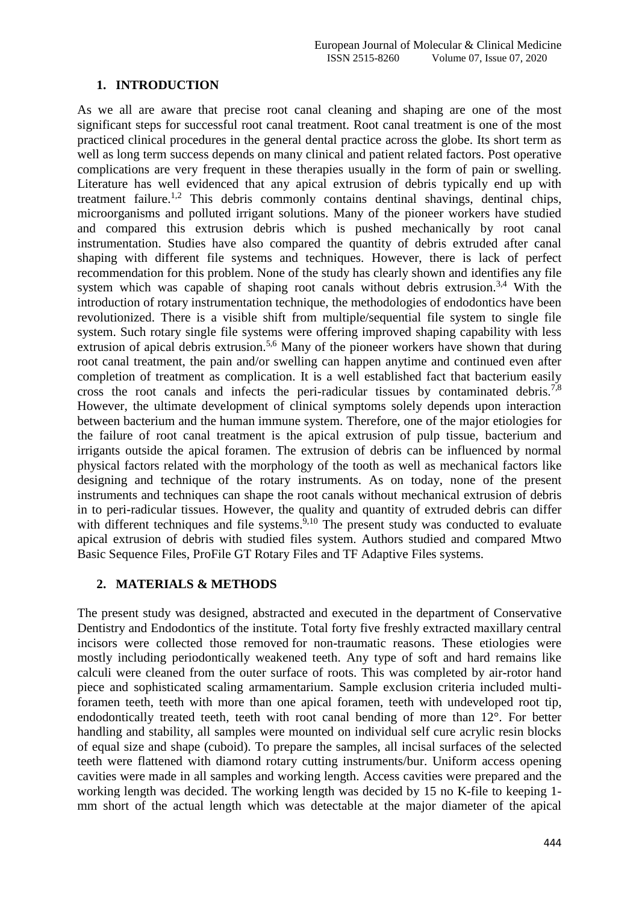## 1. INTRODUCTION

As we all are aware that precise root canal cleaning and shaping are one of the most significant steps for successful root canal treatment. Root canal treatment is one of the most practiced clinical procedures in the general dental practice across the globe. Its short term as well as long term success depends on many clinical and patient related factors. Post operative complications are very frequent in these therapies usually in the form of pain or swelling. Literature has well evidenced that any apical extrusion of debris typically end up with treatment failure.[1,2] This debris commonly contains dentinal shavings, dentinal chips, microorganisms and polluted irrigant solutions. Many of the pioneer workers have studied and compared this extrusion debris which is pushed mechanically by root canal instrumentation. Studies have also compared the quantity of debris extruded after canal shaping with different file systems and techniques. However, there is lack of perfect recommendation for this problem. None of the study has clearly shown and identifies any file system which was capable of shaping root canals without debris extrusion.[3,4] With the introduction of rotary instrumentation technique, the methodologies of endodontics have been revolutionized. There is a visible shift from multiple/sequential file system to single file system. Such rotary single file systems were offering improved shaping capability with less extrusion of apical debris extrusion.[5,6] Many of the pioneer workers have shown that during root canal treatment, the pain and/or swelling can happen anytime and continued even after completion of treatment as complication. It is a well established fact that bacterium easily cross the root canals and infects the peri-radicular tissues by contaminated debris.[7,8] However, the ultimate development of clinical symptoms solely depends upon interaction between bacterium and the human immune system. Therefore, one of the major etiologies for the failure of root canal treatment is the apical extrusion of pulp tissue, bacterium and irrigants outside the apical foramen. The extrusion of debris can be influenced by normal physical factors related with the morphology of the tooth as well as mechanical factors like designing and technique of the rotary instruments. As on today, none of the present instruments and techniques can shape the root canals without mechanical extrusion of debris in to peri-radicular tissues. However, the quality and quantity of extruded debris can differ with different techniques and file systems.[9,10] The present study was conducted to evaluate apical extrusion of debris with studied files system. Authors studied and compared Mtwo Basic Sequence Files, ProFile GT Rotary Files and TF Adaptive Files systems.

## 2. MATERIALS & METHODS

The present study was designed, abstracted and executed in the department of Conservative Dentistry and Endodontics of the institute. Total forty five freshly extracted maxillary central incisors were collected those removed for non-traumatic reasons. These etiologies were mostly including periodontically weakened teeth. Any type of soft and hard remains like calculi were cleaned from the outer surface of roots. This was completed by air-rotor hand piece and sophisticated scaling armamentarium. Sample exclusion criteria included multi-foramen teeth, teeth with more than one apical foramen, teeth with undeveloped root tip, endodontically treated teeth, teeth with root canal bending of more than 12°. For better handling and stability, all samples were mounted on individual self cure acrylic resin blocks of equal size and shape (cuboid). To prepare the samples, all incisal surfaces of the selected teeth were flattened with diamond rotary cutting instruments/bur. Uniform access opening cavities were made in all samples and working length. Access cavities were prepared and the working length was decided. The working length was decided by 15 no K-file to keeping 1-mm short of the actual length which was detectable at the major diameter of the apical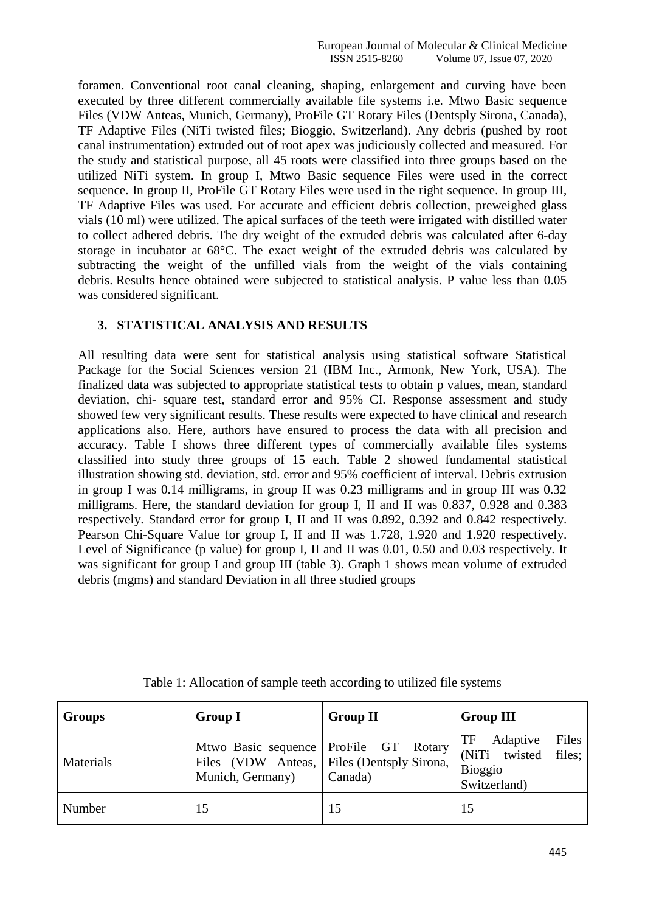foramen. Conventional root canal cleaning, shaping, enlargement and curving have been executed by three different commercially available file systems i.e. Mtwo Basic sequence Files (VDW Anteas, Munich, Germany), ProFile GT Rotary Files (Dentsply Sirona, Canada), TF Adaptive Files (NiTi twisted files; Bioggio, Switzerland). Any debris (pushed by root canal instrumentation) extruded out of root apex was judiciously collected and measured. For the study and statistical purpose, all 45 roots were classified into three groups based on the utilized NiTi system. In group I, Mtwo Basic sequence Files were used in the correct sequence. In group II, ProFile GT Rotary Files were used in the right sequence. In group III, TF Adaptive Files was used. For accurate and efficient debris collection, preweighed glass vials (10 ml) were utilized. The apical surfaces of the teeth were irrigated with distilled water to collect adhered debris. The dry weight of the extruded debris was calculated after 6-day storage in incubator at 68°C. The exact weight of the extruded debris was calculated by subtracting the weight of the unfilled vials from the weight of the vials containing debris. Results hence obtained were subjected to statistical analysis. P value less than 0.05 was considered significant.

## 3. STATISTICAL ANALYSIS AND RESULTS

All resulting data were sent for statistical analysis using statistical software Statistical Package for the Social Sciences version 21 (IBM Inc., Armonk, New York, USA). The finalized data was subjected to appropriate statistical tests to obtain p values, mean, standard deviation, chi- square test, standard error and 95% CI. Response assessment and study showed few very significant results. These results were expected to have clinical and research applications also. Here, authors have ensured to process the data with all precision and accuracy. Table I shows three different types of commercially available files systems classified into study three groups of 15 each. Table 2 showed fundamental statistical illustration showing std. deviation, std. error and 95% coefficient of interval. Debris extrusion in group I was 0.14 milligrams, in group II was 0.23 milligrams and in group III was 0.32 milligrams. Here, the standard deviation for group I, II and II was 0.837, 0.928 and 0.383 respectively. Standard error for group I, II and II was 0.892, 0.392 and 0.842 respectively. Pearson Chi-Square Value for group I, II and II was 1.728, 1.920 and 1.920 respectively. Level of Significance (p value) for group I, II and II was 0.01, 0.50 and 0.03 respectively. It was significant for group I and group III (table 3). Graph 1 shows mean volume of extruded debris (mgms) and standard Deviation in all three studied groups

Table 1: Allocation of sample teeth according to utilized file systems

| Groups | Group I | Group II | Group III |
|---|---|---|---|
| Materials | Mtwo Basic sequence Files (VDW Anteas, Munich, Germany) | ProFile GT Rotary Files (Dentsply Sirona, Canada) | TF Adaptive Files (NiTi twisted files; Bioggio Switzerland) |
| Number | 15 | 15 | 15 |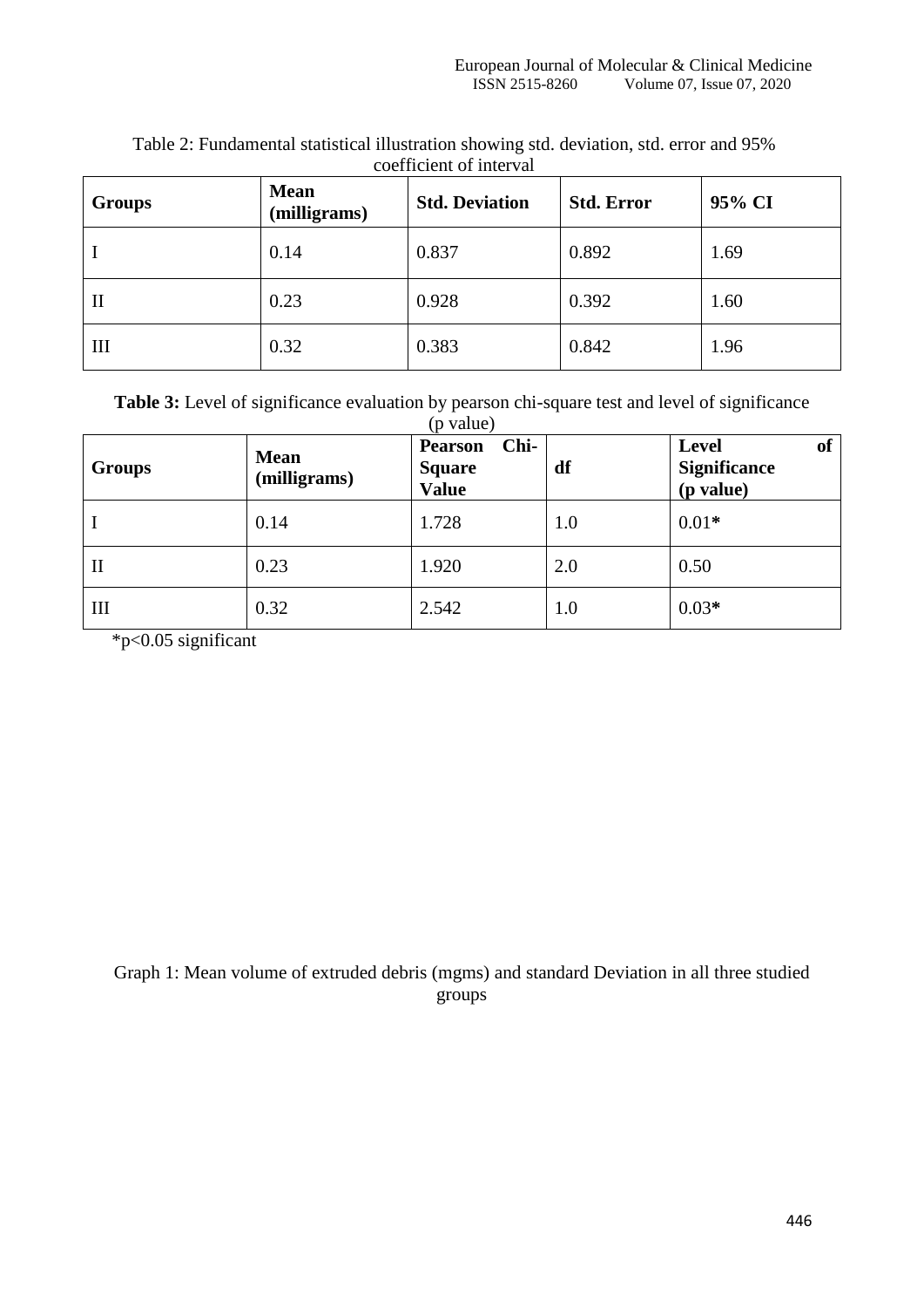Table 2: Fundamental statistical illustration showing std. deviation, std. error and 95% coefficient of interval

| Groups | Mean (milligrams) | Std. Deviation | Std. Error | 95% CI |
|---|---|---|---|---|
| I | 0.14 | 0.837 | 0.892 | 1.69 |
| II | 0.23 | 0.928 | 0.392 | 1.60 |
| III | 0.32 | 0.383 | 0.842 | 1.96 |

**Table 3:** Level of significance evaluation by pearson chi-square test and level of significance (p value)

| Groups | Mean (milligrams) | Pearson Chi-Square Value | df | Level of Significance (p value) |
|---|---|---|---|---|
| I | 0.14 | 1.728 | 1.0 | 0.01* |
| II | 0.23 | 1.920 | 2.0 | 0.50 |
| III | 0.32 | 2.542 | 1.0 | 0.03* |

*$p<0.05$ significant

Graph 1: Mean volume of extruded debris (mgms) and standard Deviation in all three studied groups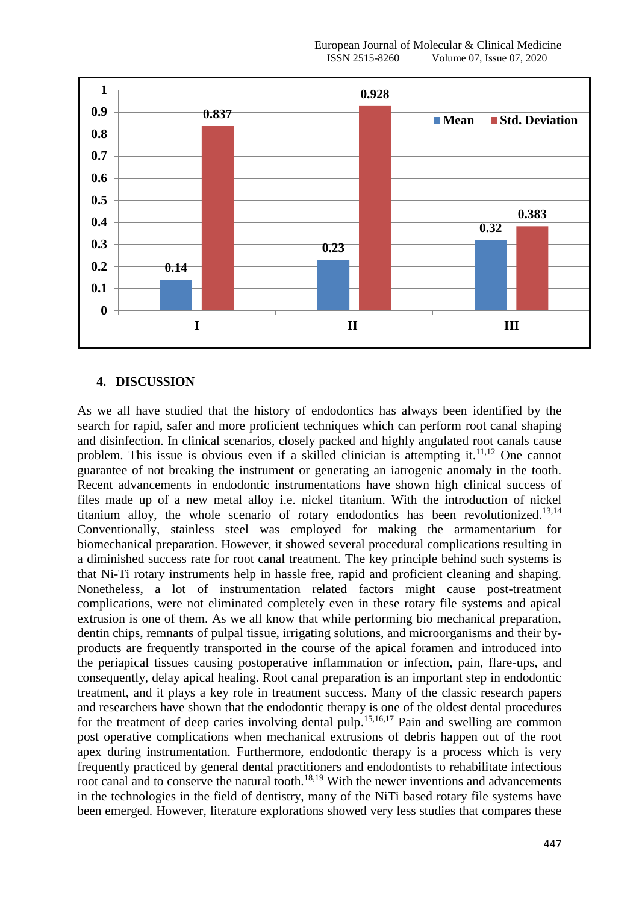| | Mean | Std. Deviation |
|---|---|---|
| I | 0.14 | 0.837 |
| II | 0.23 | 0.928 |
| III | 0.32 | 0.383 |

## 4. DISCUSSION

As we all have studied that the history of endodontics has always been identified by the search for rapid, safer and more proficient techniques which can perform root canal shaping and disinfection. In clinical scenarios, closely packed and highly angulated root canals cause problem. This issue is obvious even if a skilled clinician is attempting it.[11,12] One cannot guarantee of not breaking the instrument or generating an iatrogenic anomaly in the tooth. Recent advancements in endodontic instrumentations have shown high clinical success of files made up of a new metal alloy i.e. nickel titanium. With the introduction of nickel titanium alloy, the whole scenario of rotary endodontics has been revolutionized.[13,14] Conventionally, stainless steel was employed for making the armamentarium for biomechanical preparation. However, it showed several procedural complications resulting in a diminished success rate for root canal treatment. The key principle behind such systems is that Ni-Ti rotary instruments help in hassle free, rapid and proficient cleaning and shaping. Nonetheless, a lot of instrumentation related factors might cause post-treatment complications, were not eliminated completely even in these rotary file systems and apical extrusion is one of them. As we all know that while performing bio mechanical preparation, dentin chips, remnants of pulpal tissue, irrigating solutions, and microorganisms and their by-products are frequently transported in the course of the apical foramen and introduced into the periapical tissues causing postoperative inflammation or infection, pain, flare-ups, and consequently, delay apical healing. Root canal preparation is an important step in endodontic treatment, and it plays a key role in treatment success. Many of the classic research papers and researchers have shown that the endodontic therapy is one of the oldest dental procedures for the treatment of deep caries involving dental pulp.[15,16,17] Pain and swelling are common post operative complications when mechanical extrusions of debris happen out of the root apex during instrumentation. Furthermore, endodontic therapy is a process which is very frequently practiced by general dental practitioners and endodontists to rehabilitate infectious root canal and to conserve the natural tooth.[18,19] With the newer inventions and advancements in the technologies in the field of dentistry, many of the NiTi based rotary file systems have been emerged. However, literature explorations showed very less studies that compares these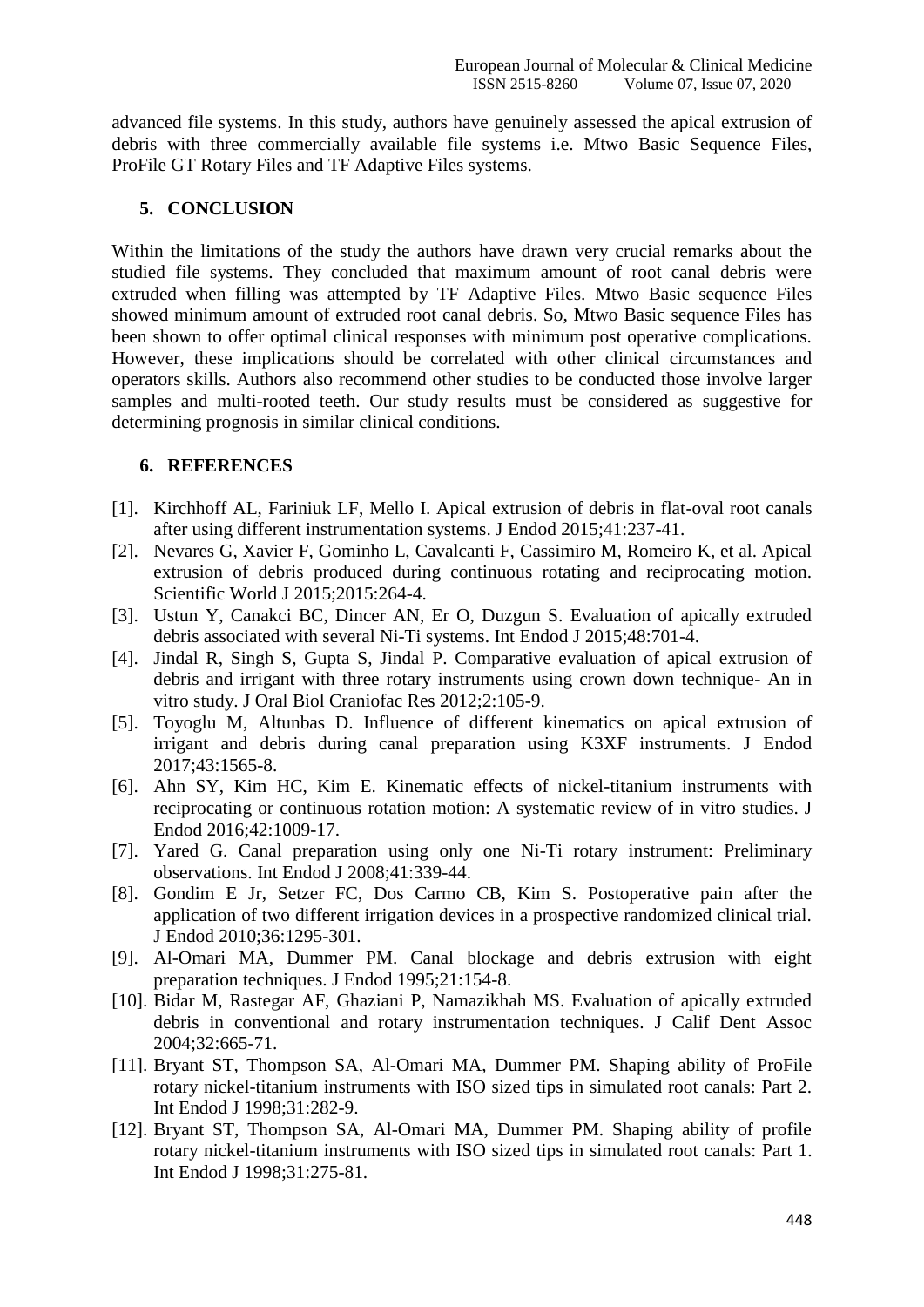advanced file systems. In this study, authors have genuinely assessed the apical extrusion of debris with three commercially available file systems i.e. Mtwo Basic Sequence Files, ProFile GT Rotary Files and TF Adaptive Files systems.

## 5. CONCLUSION

Within the limitations of the study the authors have drawn very crucial remarks about the studied file systems. They concluded that maximum amount of root canal debris were extruded when filling was attempted by TF Adaptive Files. Mtwo Basic sequence Files showed minimum amount of extruded root canal debris. So, Mtwo Basic sequence Files has been shown to offer optimal clinical responses with minimum post operative complications. However, these implications should be correlated with other clinical circumstances and operators skills. Authors also recommend other studies to be conducted those involve larger samples and multi-rooted teeth. Our study results must be considered as suggestive for determining prognosis in similar clinical conditions.

## 6. REFERENCES

[1]. Kirchhoff AL, Fariniuk LF, Mello I. Apical extrusion of debris in flat-oval root canals after using different instrumentation systems. J Endod 2015;41:237-41.

[2]. Nevares G, Xavier F, Gominho L, Cavalcanti F, Cassimiro M, Romeiro K, et al. Apical extrusion of debris produced during continuous rotating and reciprocating motion. Scientific World J 2015;2015:264-4.

[3]. Ustun Y, Canakci BC, Dincer AN, Er O, Duzgun S. Evaluation of apically extruded debris associated with several Ni-Ti systems. Int Endod J 2015;48:701-4.

[4]. Jindal R, Singh S, Gupta S, Jindal P. Comparative evaluation of apical extrusion of debris and irrigant with three rotary instruments using crown down technique- An in vitro study. J Oral Biol Craniofac Res 2012;2:105-9.

[5]. Toyoglu M, Altunbas D. Influence of different kinematics on apical extrusion of irrigant and debris during canal preparation using K3XF instruments. J Endod 2017;43:1565-8.

[6]. Ahn SY, Kim HC, Kim E. Kinematic effects of nickel-titanium instruments with reciprocating or continuous rotation motion: A systematic review of in vitro studies. J Endod 2016;42:1009-17.

[7]. Yared G. Canal preparation using only one Ni-Ti rotary instrument: Preliminary observations. Int Endod J 2008;41:339-44.

[8]. Gondim E Jr, Setzer FC, Dos Carmo CB, Kim S. Postoperative pain after the application of two different irrigation devices in a prospective randomized clinical trial. J Endod 2010;36:1295-301.

[9]. Al-Omari MA, Dummer PM. Canal blockage and debris extrusion with eight preparation techniques. J Endod 1995;21:154-8.

[10]. Bidar M, Rastegar AF, Ghaziani P, Namazikhah MS. Evaluation of apically extruded debris in conventional and rotary instrumentation techniques. J Calif Dent Assoc 2004;32:665-71.

[11]. Bryant ST, Thompson SA, Al-Omari MA, Dummer PM. Shaping ability of ProFile rotary nickel-titanium instruments with ISO sized tips in simulated root canals: Part 2. Int Endod J 1998;31:282-9.

[12]. Bryant ST, Thompson SA, Al-Omari MA, Dummer PM. Shaping ability of profile rotary nickel-titanium instruments with ISO sized tips in simulated root canals: Part 1. Int Endod J 1998;31:275-81.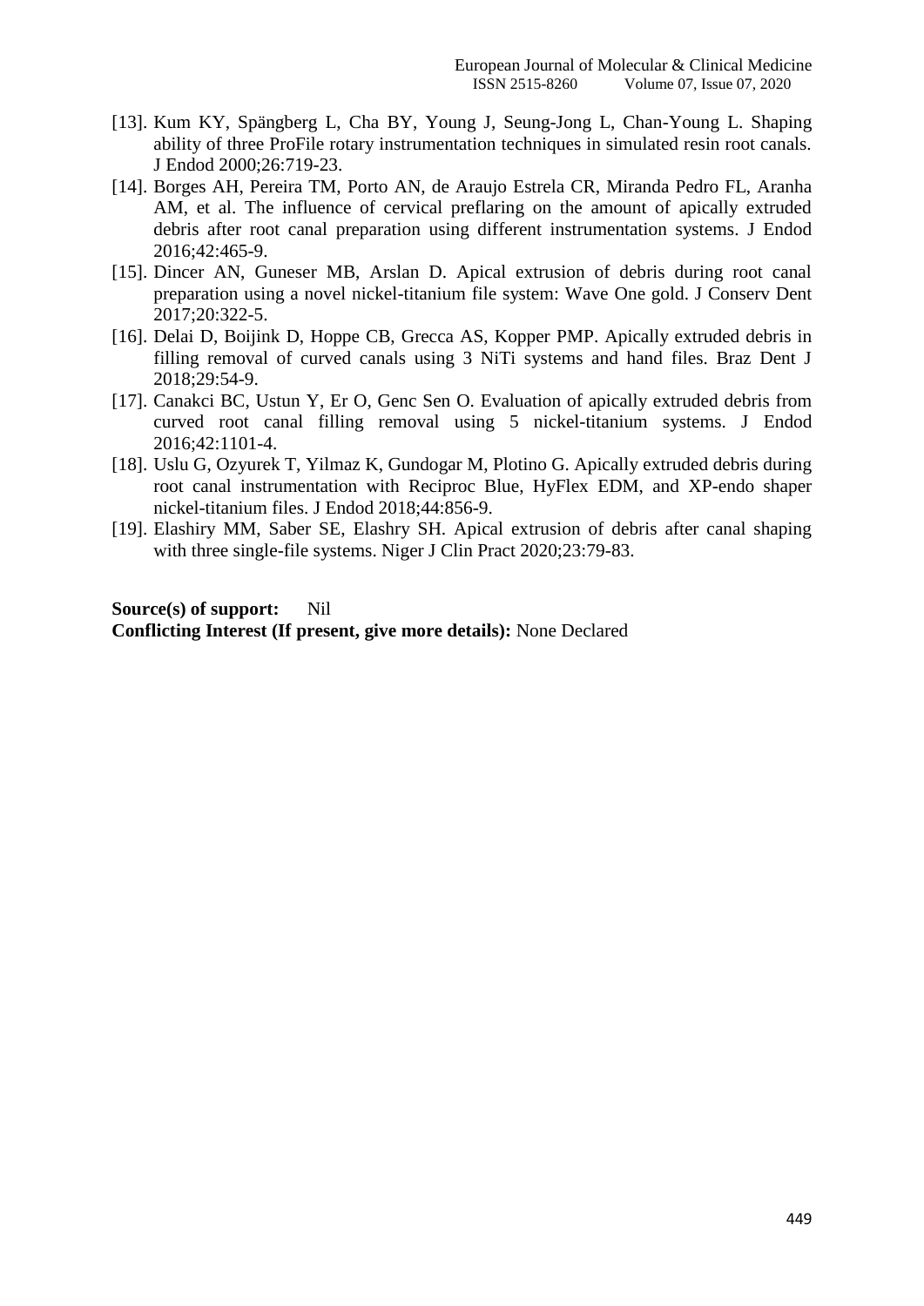[13]. Kum KY, Spängberg L, Cha BY, Young J, Seung-Jong L, Chan-Young L. Shaping ability of three ProFile rotary instrumentation techniques in simulated resin root canals. J Endod 2000;26:719-23.

[14]. Borges AH, Pereira TM, Porto AN, de Araujo Estrela CR, Miranda Pedro FL, Aranha AM, et al. The influence of cervical preflaring on the amount of apically extruded debris after root canal preparation using different instrumentation systems. J Endod 2016;42:465-9.

[15]. Dincer AN, Guneser MB, Arslan D. Apical extrusion of debris during root canal preparation using a novel nickel-titanium file system: Wave One gold. J Conserv Dent 2017;20:322-5.

[16]. Delai D, Boijink D, Hoppe CB, Grecca AS, Kopper PMP. Apically extruded debris in filling removal of curved canals using 3 NiTi systems and hand files. Braz Dent J 2018;29:54-9.

[17]. Canakci BC, Ustun Y, Er O, Genc Sen O. Evaluation of apically extruded debris from curved root canal filling removal using 5 nickel-titanium systems. J Endod 2016;42:1101-4.

[18]. Uslu G, Ozyurek T, Yilmaz K, Gundogar M, Plotino G. Apically extruded debris during root canal instrumentation with Reciproc Blue, HyFlex EDM, and XP-endo shaper nickel-titanium files. J Endod 2018;44:856-9.

[19]. Elashiry MM, Saber SE, Elashry SH. Apical extrusion of debris after canal shaping with three single-file systems. Niger J Clin Pract 2020;23:79-83.

**Source(s) of support:** Nil

**Conflicting Interest (If present, give more details):** None Declared